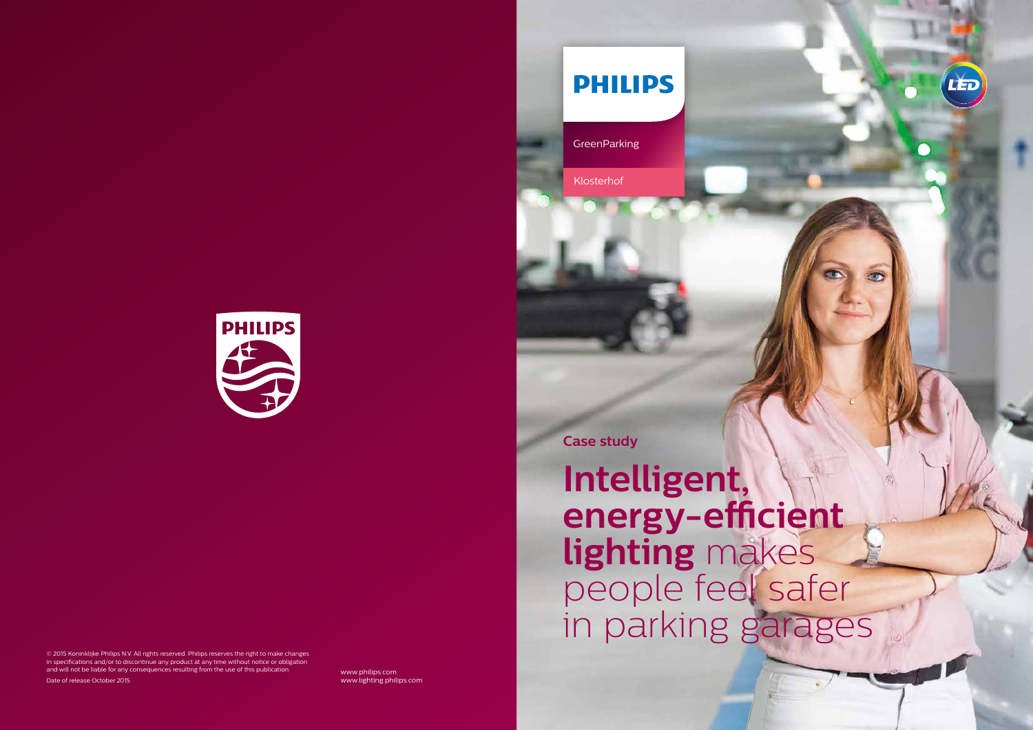PHILIPS

GreenParking

Klosterhof

Case study

# **Intelligent, energy-efficient lighting** makes people feel safer in parking garages

© 2015 Koninklijke Philips N.V. All rights reserved. Philips reserves the right to make changes in specifications and/or to discontinue any product at any time without notice or obligation and will not be liable for any consequences resulting from the use of this publication.

Date of release October 2015.

www.philips.com
www.lighting.philips.com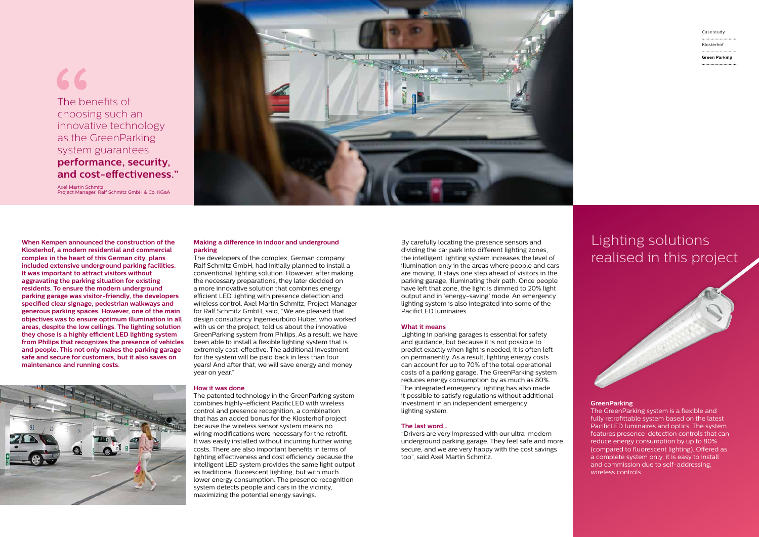Case study

Klosterhof

**Green Parking**

> The benefits of choosing such an innovative technology as the GreenParking system guarantees **performance, security, and cost-effectiveness."**
>
> Axel Martin Schmitz
> Project Manager, Ralf Schmitz GmbH & Co. KGaA

**When Kempen announced the construction of the Klosterhof, a modern residential and commercial complex in the heart of this German city, plans included extensive underground parking facilities. It was important to attract visitors without aggravating the parking situation for existing residents. To ensure the modern underground parking garage was visitor-friendly, the developers specified clear signage, pedestrian walkways and generous parking spaces. However, one of the main objectives was to ensure optimum illumination in all areas, despite the low ceilings. The lighting solution they chose is a highly efficient LED lighting system from Philips that recognizes the presence of vehicles and people. This not only makes the parking garage safe and secure for customers, but it also saves on maintenance and running costs.**

## Making a difference in indoor and underground parking

The developers of the complex, German company Ralf Schmitz GmbH, had initially planned to install a conventional lighting solution. However, after making the necessary preparations, they later decided on a more innovative solution that combines energy efficient LED lighting with presence detection and wireless control. Axel Martin Schmitz, Project Manager for Ralf Schmitz GmbH, said, "We are pleased that design consultancy Ingenieurbüro Huber, who worked with us on the project, told us about the innovative GreenParking system from Philips. As a result, we have been able to install a flexible lighting system that is extremely cost-effective. The additional investment for the system will be paid back in less than four years! And after that, we will save energy and money year on year."

## How it was done

The patented technology in the GreenParking system combines highly-efficient PacificLED with wireless control and presence recognition, a combination that has an added bonus for the Klosterhof project because the wireless sensor system means no wiring modifications were necessary for the retrofit. It was easily installed without incurring further wiring costs. There are also important benefits in terms of lighting effectiveness and cost efficiency because the intelligent LED system provides the same light output as traditional fluorescent lighting, but with much lower energy consumption. The presence recognition system detects people and cars in the vicinity, maximizing the potential energy savings.

By carefully locating the presence sensors and dividing the car park into different lighting zones, the intelligent lighting system increases the level of illumination only in the areas where people and cars are moving. It stays one step ahead of visitors in the parking garage, illuminating their path. Once people have left that zone, the light is dimmed to 20% light output and in 'energy-saving' mode. An emergency lighting system is also integrated into some of the PacificLED luminaires.

## What it means

Lighting in parking garages is essential for safety and guidance, but because it is not possible to predict exactly when light is needed, it is often left on permanently. As a result, lighting energy costs can account for up to 70% of the total operational costs of a parking garage. The GreenParking system reduces energy consumption by as much as 80%. The integrated emergency lighting has also made it possible to satisfy regulations without additional investment in an independent emergency lighting system.

## The last word...

"Drivers are very impressed with our ultra-modern underground parking garage. They feel safe and more secure, and we are very happy with the cost savings too", said Axel Martin Schmitz.

# Lighting solutions realised in this project

### GreenParking

The GreenParking system is a flexible and fully retrofittable system based on the latest PacificLED luminaires and optics. The system features presence-detection controls that can reduce energy consumption by up to 80% (compared to fluorescent lighting). Offered as a complete system only, it is easy to install and commission due to self-addressing, wireless controls.